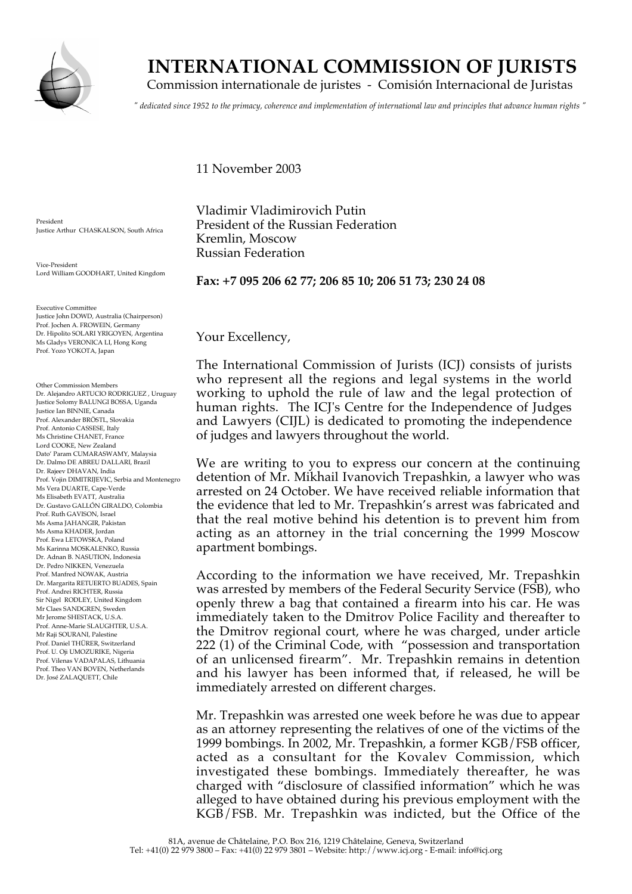# INTERNATIONAL COMMISSION OF JURISTS

Commission internationale de juristes - Comisión Internacional de Juristas

*" dedicated since 1952 to the primacy, coherence and implementation of international law and principles that advance human rights "*

President
Justice Arthur CHASKALSON, South Africa

Vice-President
Lord William GOODHART, United Kingdom

Executive Committee
Justice John DOWD, Australia (Chairperson)
Prof. Jochen A. FROWEIN, Germany
Dr. Hipolito SOLARI YRIGOYEN, Argentina
Ms Gladys VERONICA LI, Hong Kong
Prof. Yozo YOKOTA, Japan

Other Commission Members
Dr. Alejandro ARTUCIO RODRIGUEZ , Uruguay
Justice Solomy BALUNGI BOSSA, Uganda
Justice Ian BINNIE, Canada
Prof. Alexander BRÖSTL, Slovakia
Prof. Antonio CASSESE, Italy
Ms Christine CHANET, France
Lord COOKE, New Zealand
Dato' Param CUMARASWAMY, Malaysia
Dr. Dalmo DE ABREU DALLARI, Brazil
Dr. Rajeev DHAVAN, India
Prof. Vojin DIMITRIJEVIC, Serbia and Montenegro
Ms Vera DUARTE, Cape-Verde
Ms Elisabeth EVATT, Australia
Dr. Gustavo GALLÓN GIRALDO, Colombia
Prof. Ruth GAVISON, Israel
Ms Asma JAHANGIR, Pakistan
Ms Asma KHADER, Jordan
Prof. Ewa LETOWSKA, Poland
Ms Karinna MOSKALENKO, Russia
Dr. Adnan B. NASUTION, Indonesia
Dr. Pedro NIKKEN, Venezuela
Prof. Manfred NOWAK, Austria
Dr. Margarita RETUERTO BUADES, Spain
Prof. Andrei RICHTER, Russia
Sir Nigel RODLEY, United Kingdom
Mr Claes SANDGREN, Sweden
Mr Jerome SHESTACK, U.S.A.
Prof. Anne-Marie SLAUGHTER, U.S.A.
Mr Raji SOURANI, Palestine
Prof. Daniel THÜRER, Switzerland
Prof. U. Oji UMOZURIKE, Nigeria
Prof. Vilenas VADAPALAS, Lithuania
Prof. Theo VAN BOVEN, Netherlands
Dr. José ZALAQUETT, Chile

11 November 2003

Vladimir Vladimirovich Putin
President of the Russian Federation
Kremlin, Moscow
Russian Federation

**Fax: +7 095 206 62 77; 206 85 10; 206 51 73; 230 24 08**

Your Excellency,

The International Commission of Jurists (ICJ) consists of jurists who represent all the regions and legal systems in the world working to uphold the rule of law and the legal protection of human rights. The ICJ's Centre for the Independence of Judges and Lawyers (CIJL) is dedicated to promoting the independence of judges and lawyers throughout the world.

We are writing to you to express our concern at the continuing detention of Mr. Mikhail Ivanovich Trepashkin, a lawyer who was arrested on 24 October. We have received reliable information that the evidence that led to Mr. Trepashkin's arrest was fabricated and that the real motive behind his detention is to prevent him from acting as an attorney in the trial concerning the 1999 Moscow apartment bombings.

According to the information we have received, Mr. Trepashkin was arrested by members of the Federal Security Service (FSB), who openly threw a bag that contained a firearm into his car. He was immediately taken to the Dmitrov Police Facility and thereafter to the Dmitrov regional court, where he was charged, under article 222 (1) of the Criminal Code, with "possession and transportation of an unlicensed firearm". Mr. Trepashkin remains in detention and his lawyer has been informed that, if released, he will be immediately arrested on different charges.

Mr. Trepashkin was arrested one week before he was due to appear as an attorney representing the relatives of one of the victims of the 1999 bombings. In 2002, Mr. Trepashkin, a former KGB/FSB officer, acted as a consultant for the Kovalev Commission, which investigated these bombings. Immediately thereafter, he was charged with "disclosure of classified information" which he was alleged to have obtained during his previous employment with the KGB/FSB. Mr. Trepashkin was indicted, but the Office of the

81A, avenue de Châtelaine, P.O. Box 216, 1219 Châtelaine, Geneva, Switzerland
Tel: +41(0) 22 979 3800 – Fax: +41(0) 22 979 3801 – Website: http://www.icj.org - E-mail: info@icj.org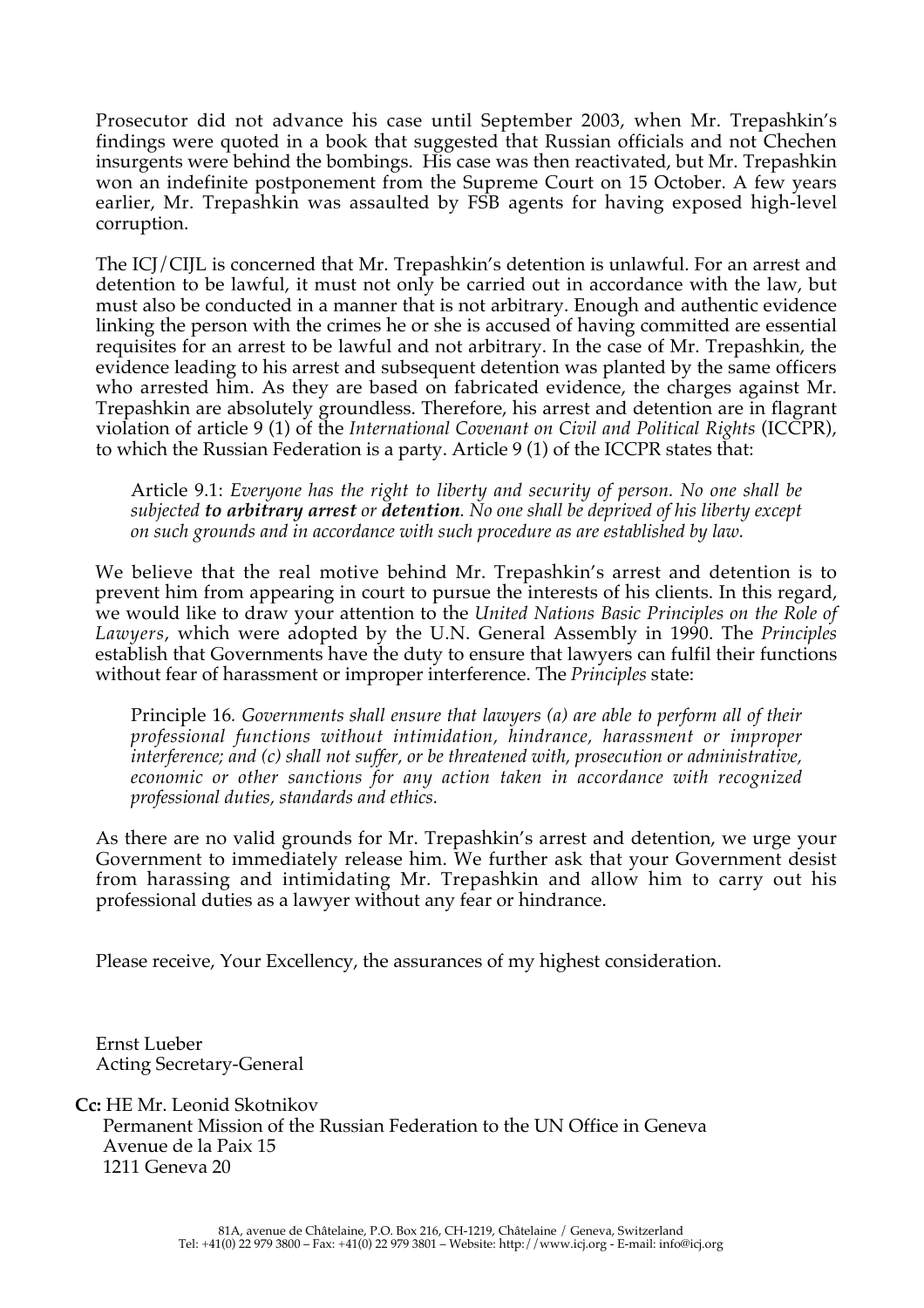Prosecutor did not advance his case until September 2003, when Mr. Trepashkin's findings were quoted in a book that suggested that Russian officials and not Chechen insurgents were behind the bombings. His case was then reactivated, but Mr. Trepashkin won an indefinite postponement from the Supreme Court on 15 October. A few years earlier, Mr. Trepashkin was assaulted by FSB agents for having exposed high-level corruption.

The ICJ/CIJL is concerned that Mr. Trepashkin's detention is unlawful. For an arrest and detention to be lawful, it must not only be carried out in accordance with the law, but must also be conducted in a manner that is not arbitrary. Enough and authentic evidence linking the person with the crimes he or she is accused of having committed are essential requisites for an arrest to be lawful and not arbitrary. In the case of Mr. Trepashkin, the evidence leading to his arrest and subsequent detention was planted by the same officers who arrested him. As they are based on fabricated evidence, the charges against Mr. Trepashkin are absolutely groundless. Therefore, his arrest and detention are in flagrant violation of article 9 (1) of the *International Covenant on Civil and Political Rights* (ICCPR), to which the Russian Federation is a party. Article 9 (1) of the ICCPR states that:

> Article 9.1: *Everyone has the right to liberty and security of person. No one shall be subjected **to arbitrary arrest** or **detention**. No one shall be deprived of his liberty except on such grounds and in accordance with such procedure as are established by law.*

We believe that the real motive behind Mr. Trepashkin's arrest and detention is to prevent him from appearing in court to pursue the interests of his clients. In this regard, we would like to draw your attention to the *United Nations Basic Principles on the Role of Lawyers*, which were adopted by the U.N. General Assembly in 1990. The *Principles* establish that Governments have the duty to ensure that lawyers can fulfil their functions without fear of harassment or improper interference. The *Principles* state:

> Principle 16. *Governments shall ensure that lawyers (a) are able to perform all of their professional functions without intimidation, hindrance, harassment or improper interference; and (c) shall not suffer, or be threatened with, prosecution or administrative, economic or other sanctions for any action taken in accordance with recognized professional duties, standards and ethics.*

As there are no valid grounds for Mr. Trepashkin's arrest and detention, we urge your Government to immediately release him. We further ask that your Government desist from harassing and intimidating Mr. Trepashkin and allow him to carry out his professional duties as a lawyer without any fear or hindrance.

Please receive, Your Excellency, the assurances of my highest consideration.

Ernst Lueber
Acting Secretary-General

**Cc:** HE Mr. Leonid Skotnikov
Permanent Mission of the Russian Federation to the UN Office in Geneva
Avenue de la Paix 15
1211 Geneva 20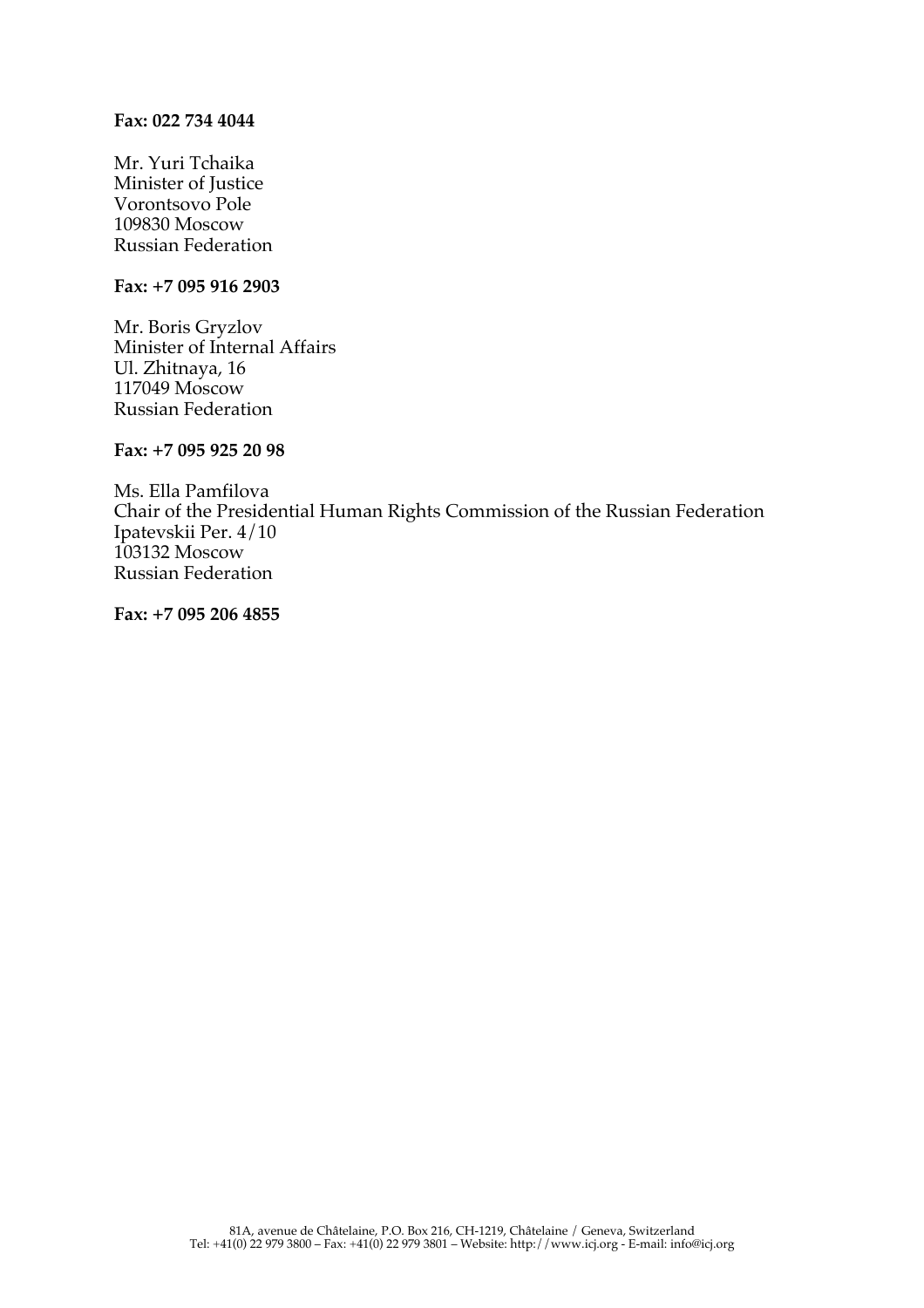**Fax: 022 734 4044**

Mr. Yuri Tchaika
Minister of Justice
Vorontsovo Pole
109830 Moscow
Russian Federation

**Fax: +7 095 916 2903**

Mr. Boris Gryzlov
Minister of Internal Affairs
Ul. Zhitnaya, 16
117049 Moscow
Russian Federation

**Fax: +7 095 925 20 98**

Ms. Ella Pamfilova
Chair of the Presidential Human Rights Commission of the Russian Federation
Ipatevskii Per. 4/10
103132 Moscow
Russian Federation

**Fax: +7 095 206 4855**

81A, avenue de Châtelaine, P.O. Box 216, CH-1219, Châtelaine / Geneva, Switzerland
Tel: +41(0) 22 979 3800 – Fax: +41(0) 22 979 3801 – Website: http://www.icj.org - E-mail: info@icj.org